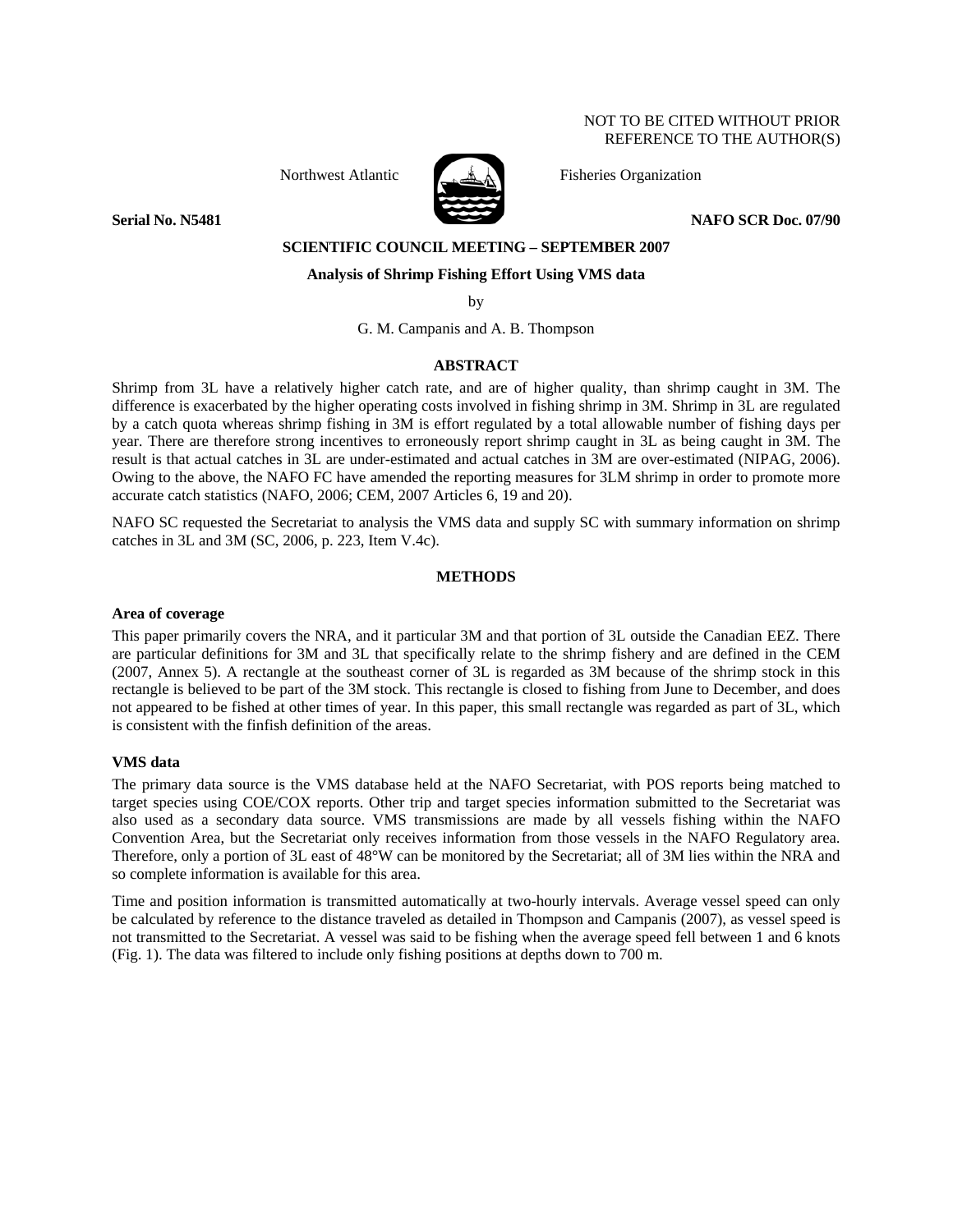NOT TO BE CITED WITHOUT PRIOR
REFERENCE TO THE AUTHOR(S)

Northwest Atlantic Fisheries Organization

**Serial No. N5481** **NAFO SCR Doc. 07/90**

**SCIENTIFIC COUNCIL MEETING – SEPTEMBER 2007**

# Analysis of Shrimp Fishing Effort Using VMS data

by

G. M. Campanis and A. B. Thompson

## ABSTRACT

Shrimp from 3L have a relatively higher catch rate, and are of higher quality, than shrimp caught in 3M. The difference is exacerbated by the higher operating costs involved in fishing shrimp in 3M. Shrimp in 3L are regulated by a catch quota whereas shrimp fishing in 3M is effort regulated by a total allowable number of fishing days per year. There are therefore strong incentives to erroneously report shrimp caught in 3L as being caught in 3M. The result is that actual catches in 3L are under-estimated and actual catches in 3M are over-estimated (NIPAG, 2006). Owing to the above, the NAFO FC have amended the reporting measures for 3LM shrimp in order to promote more accurate catch statistics (NAFO, 2006; CEM, 2007 Articles 6, 19 and 20).

NAFO SC requested the Secretariat to analysis the VMS data and supply SC with summary information on shrimp catches in 3L and 3M (SC, 2006, p. 223, Item V.4c).

## METHODS

### Area of coverage

This paper primarily covers the NRA, and it particular 3M and that portion of 3L outside the Canadian EEZ. There are particular definitions for 3M and 3L that specifically relate to the shrimp fishery and are defined in the CEM (2007, Annex 5). A rectangle at the southeast corner of 3L is regarded as 3M because of the shrimp stock in this rectangle is believed to be part of the 3M stock. This rectangle is closed to fishing from June to December, and does not appeared to be fished at other times of year. In this paper, this small rectangle was regarded as part of 3L, which is consistent with the finfish definition of the areas.

### VMS data

The primary data source is the VMS database held at the NAFO Secretariat, with POS reports being matched to target species using COE/COX reports. Other trip and target species information submitted to the Secretariat was also used as a secondary data source. VMS transmissions are made by all vessels fishing within the NAFO Convention Area, but the Secretariat only receives information from those vessels in the NAFO Regulatory area. Therefore, only a portion of 3L east of 48°W can be monitored by the Secretariat; all of 3M lies within the NRA and so complete information is available for this area.

Time and position information is transmitted automatically at two-hourly intervals. Average vessel speed can only be calculated by reference to the distance traveled as detailed in Thompson and Campanis (2007), as vessel speed is not transmitted to the Secretariat. A vessel was said to be fishing when the average speed fell between 1 and 6 knots (Fig. 1). The data was filtered to include only fishing positions at depths down to 700 m.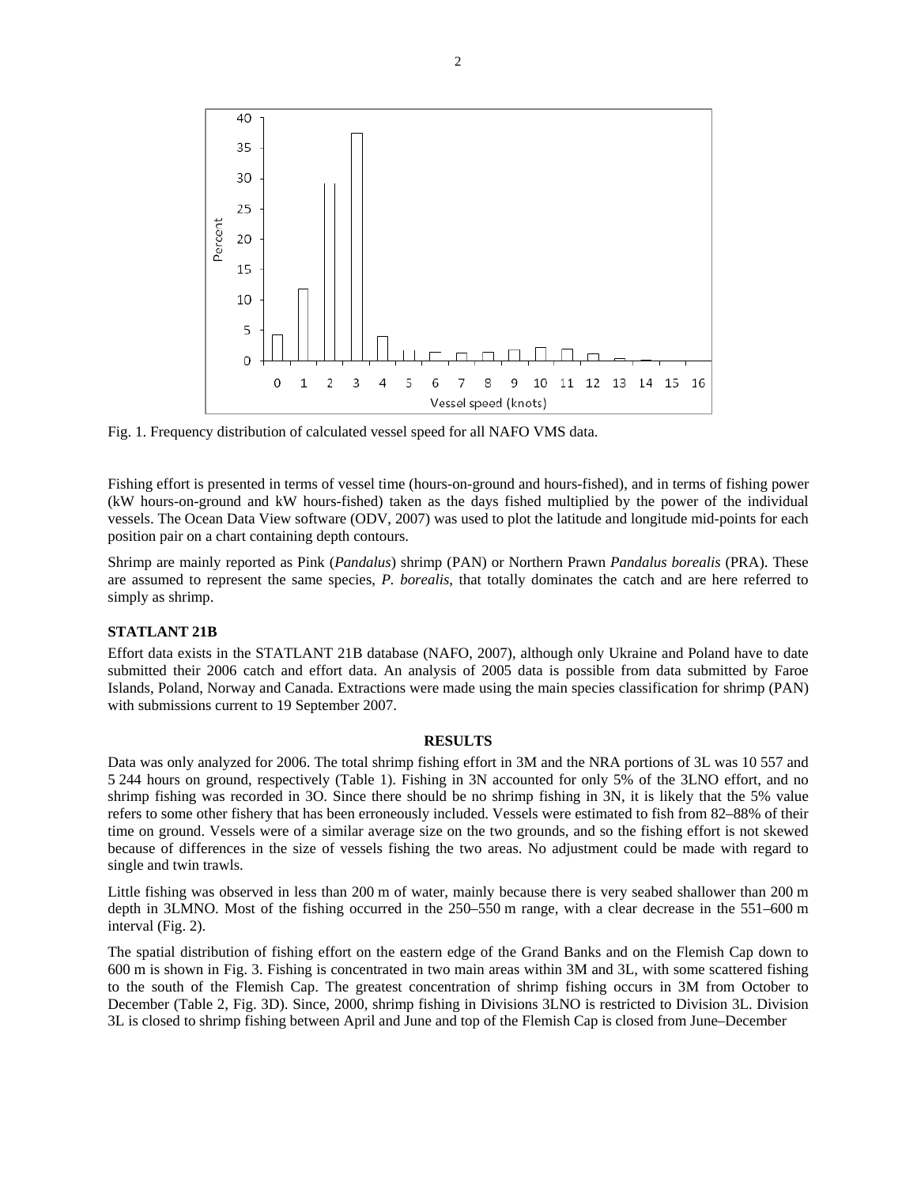40
35
30
25
20
15
10
5
0

Percent

0 1 2 3 4 5 6 7 8 9 10 11 12 13 14 15 16

Vessel speed (knots)

Fig. 1. Frequency distribution of calculated vessel speed for all NAFO VMS data.

Fishing effort is presented in terms of vessel time (hours-on-ground and hours-fished), and in terms of fishing power (kW hours-on-ground and kW hours-fished) taken as the days fished multiplied by the power of the individual vessels. The Ocean Data View software (ODV, 2007) was used to plot the latitude and longitude mid-points for each position pair on a chart containing depth contours.

Shrimp are mainly reported as Pink (*Pandalus*) shrimp (PAN) or Northern Prawn *Pandalus borealis* (PRA). These are assumed to represent the same species, *P. borealis*, that totally dominates the catch and are here referred to simply as shrimp.

**STATLANT 21B**

Effort data exists in the STATLANT 21B database (NAFO, 2007), although only Ukraine and Poland have to date submitted their 2006 catch and effort data. An analysis of 2005 data is possible from data submitted by Faroe Islands, Poland, Norway and Canada. Extractions were made using the main species classification for shrimp (PAN) with submissions current to 19 September 2007.

## RESULTS

Data was only analyzed for 2006. The total shrimp fishing effort in 3M and the NRA portions of 3L was 10 557 and 5 244 hours on ground, respectively (Table 1). Fishing in 3N accounted for only 5% of the 3LNO effort, and no shrimp fishing was recorded in 3O. Since there should be no shrimp fishing in 3N, it is likely that the 5% value refers to some other fishery that has been erroneously included. Vessels were estimated to fish from 82–88% of their time on ground. Vessels were of a similar average size on the two grounds, and so the fishing effort is not skewed because of differences in the size of vessels fishing the two areas. No adjustment could be made with regard to single and twin trawls.

Little fishing was observed in less than 200 m of water, mainly because there is very seabed shallower than 200 m depth in 3LMNO. Most of the fishing occurred in the 250–550 m range, with a clear decrease in the 551–600 m interval (Fig. 2).

The spatial distribution of fishing effort on the eastern edge of the Grand Banks and on the Flemish Cap down to 600 m is shown in Fig. 3. Fishing is concentrated in two main areas within 3M and 3L, with some scattered fishing to the south of the Flemish Cap. The greatest concentration of shrimp fishing occurs in 3M from October to December (Table 2, Fig. 3D). Since, 2000, shrimp fishing in Divisions 3LNO is restricted to Division 3L. Division 3L is closed to shrimp fishing between April and June and top of the Flemish Cap is closed from June–December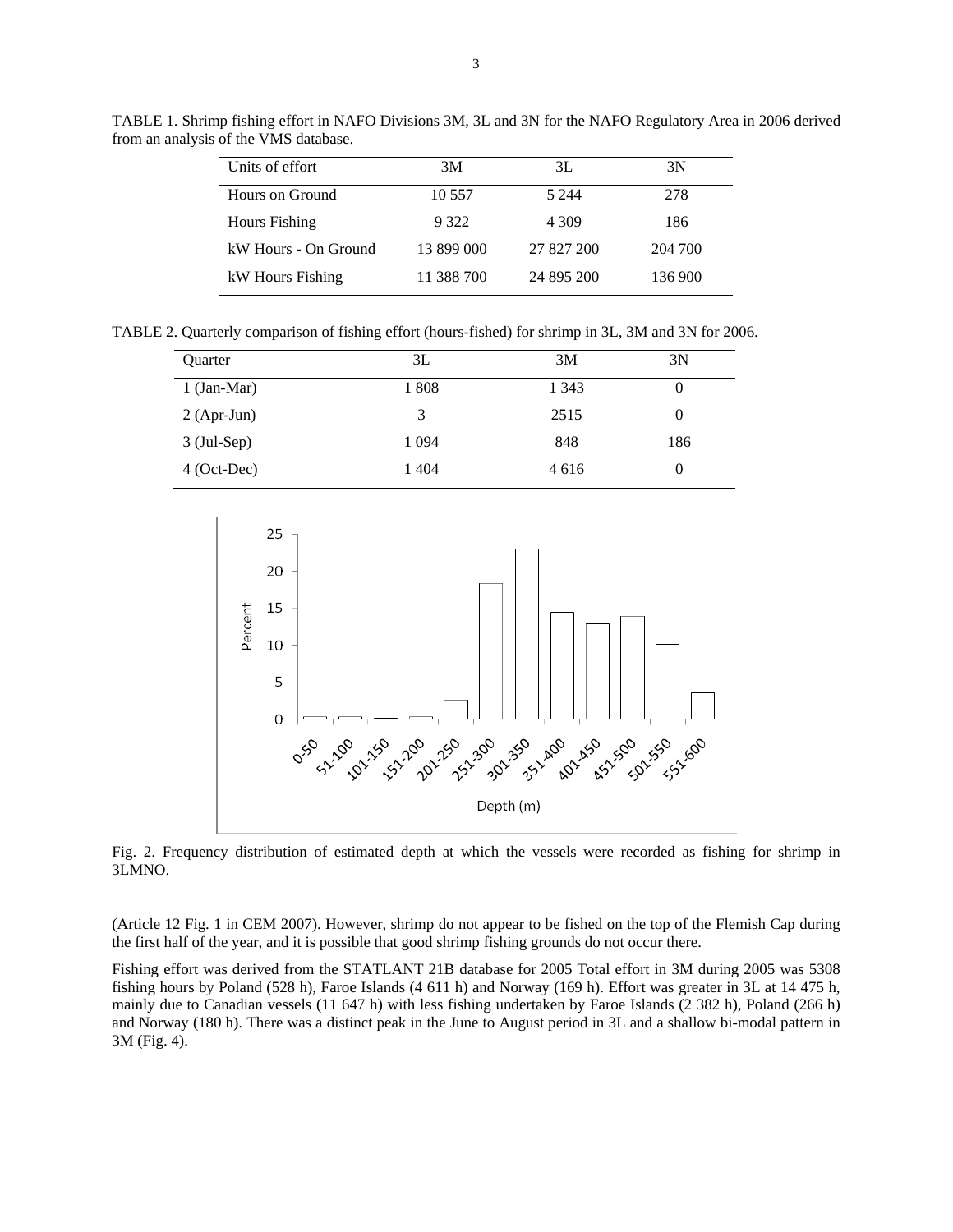TABLE 1. Shrimp fishing effort in NAFO Divisions 3M, 3L and 3N for the NAFO Regulatory Area in 2006 derived from an analysis of the VMS database.

| Units of effort | 3M | 3L | 3N |
|---|---|---|---|
| Hours on Ground | 10 557 | 5 244 | 278 |
| Hours Fishing | 9 322 | 4 309 | 186 |
| kW Hours - On Ground | 13 899 000 | 27 827 200 | 204 700 |
| kW Hours Fishing | 11 388 700 | 24 895 200 | 136 900 |

TABLE 2. Quarterly comparison of fishing effort (hours-fished) for shrimp in 3L, 3M and 3N for 2006.

| Quarter | 3L | 3M | 3N |
|---|---|---|---|
| 1 (Jan-Mar) | 1 808 | 1 343 | 0 |
| 2 (Apr-Jun) | 3 | 2515 | 0 |
| 3 (Jul-Sep) | 1 094 | 848 | 186 |
| 4 (Oct-Dec) | 1 404 | 4 616 | 0 |

25
20
15
10
5
0
Percent
0-50
51-100
101-150
151-200
201-250
251-300
301-350
351-400
401-450
451-500
501-550
551-600
Depth (m)

Fig. 2. Frequency distribution of estimated depth at which the vessels were recorded as fishing for shrimp in 3LMNO.

(Article 12 Fig. 1 in CEM 2007). However, shrimp do not appear to be fished on the top of the Flemish Cap during the first half of the year, and it is possible that good shrimp fishing grounds do not occur there.

Fishing effort was derived from the STATLANT 21B database for 2005 Total effort in 3M during 2005 was 5308 fishing hours by Poland (528 h), Faroe Islands (4 611 h) and Norway (169 h). Effort was greater in 3L at 14 475 h, mainly due to Canadian vessels (11 647 h) with less fishing undertaken by Faroe Islands (2 382 h), Poland (266 h) and Norway (180 h). There was a distinct peak in the June to August period in 3L and a shallow bi-modal pattern in 3M (Fig. 4).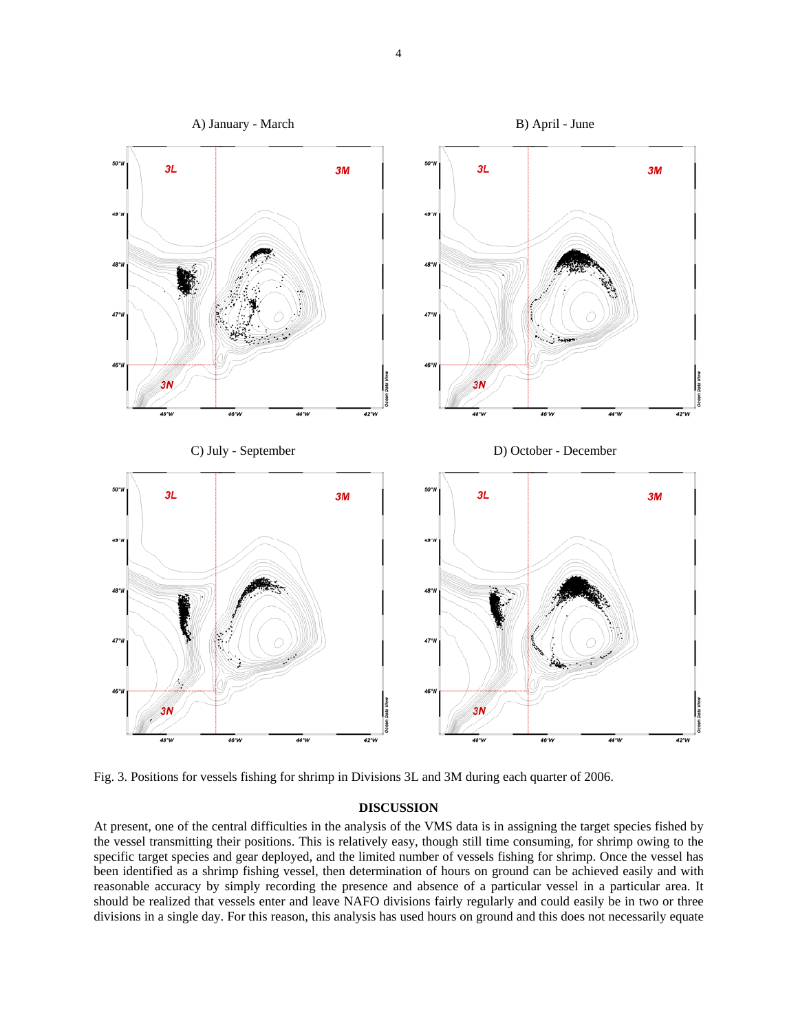A) January - March

3L

3M

3N

50°N

49°N

48°N

47°N

46°N

48°W

46°W

44°W

42°W

Ocean Data View

B) April - June

3L

3M

3N

50°N

49°N

48°N

47°N

46°N

48°W

46°W

44°W

42°W

Ocean Data View

C) July - September

3L

3M

3N

50°N

49°N

48°N

47°N

46°N

48°W

46°W

44°W

42°W

Ocean Data View

D) October - December

3L

3M

3N

50°N

49°N

48°N

47°N

46°N

48°W

46°W

44°W

42°W

Ocean Data View

Fig. 3. Positions for vessels fishing for shrimp in Divisions 3L and 3M during each quarter of 2006.

## DISCUSSION

At present, one of the central difficulties in the analysis of the VMS data is in assigning the target species fished by the vessel transmitting their positions. This is relatively easy, though still time consuming, for shrimp owing to the specific target species and gear deployed, and the limited number of vessels fishing for shrimp. Once the vessel has been identified as a shrimp fishing vessel, then determination of hours on ground can be achieved easily and with reasonable accuracy by simply recording the presence and absence of a particular vessel in a particular area. It should be realized that vessels enter and leave NAFO divisions fairly regularly and could easily be in two or three divisions in a single day. For this reason, this analysis has used hours on ground and this does not necessarily equate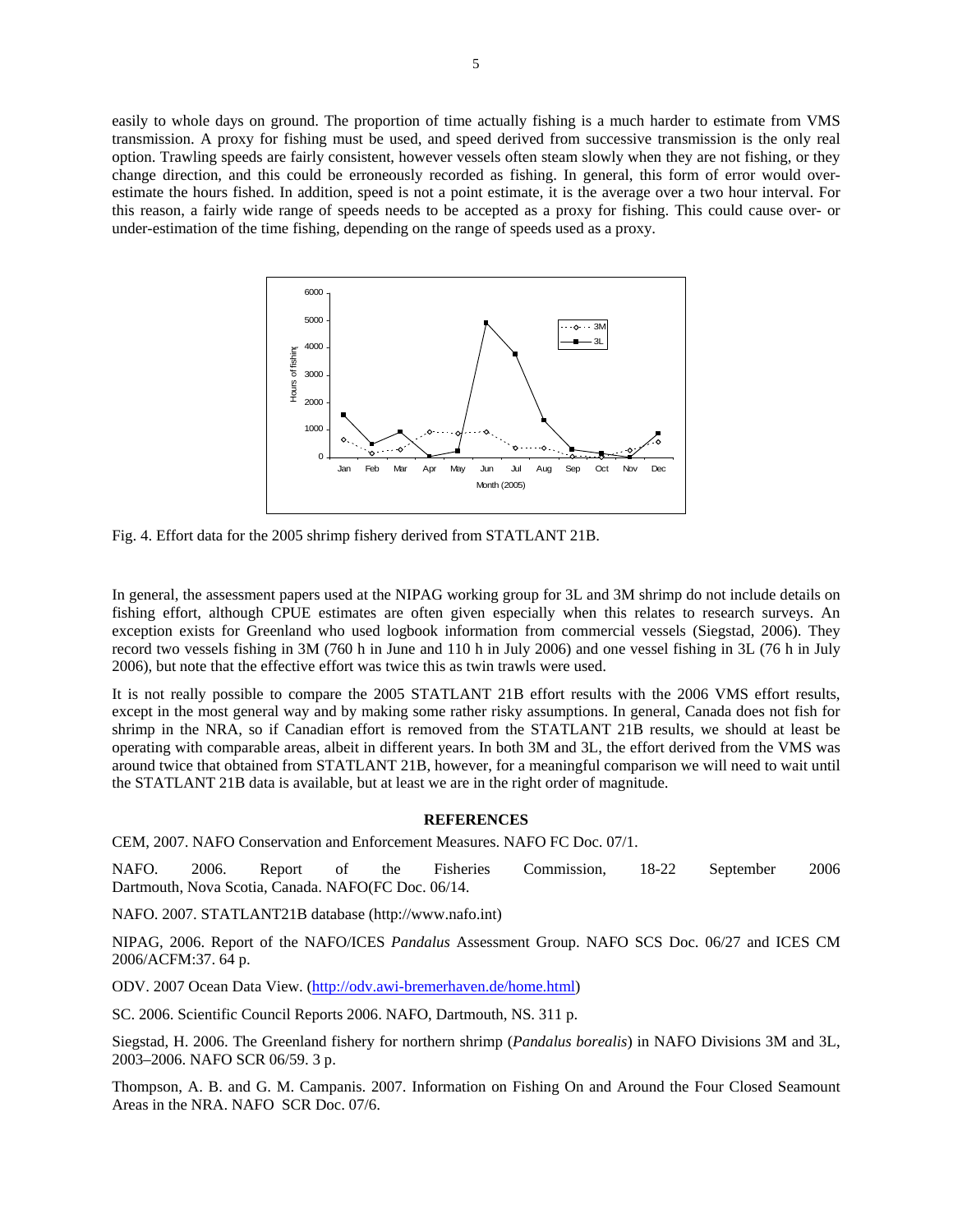easily to whole days on ground. The proportion of time actually fishing is a much harder to estimate from VMS transmission. A proxy for fishing must be used, and speed derived from successive transmission is the only real option. Trawling speeds are fairly consistent, however vessels often steam slowly when they are not fishing, or they change direction, and this could be erroneously recorded as fishing. In general, this form of error would over-estimate the hours fished. In addition, speed is not a point estimate, it is the average over a two hour interval. For this reason, a fairly wide range of speeds needs to be accepted as a proxy for fishing. This could cause over- or under-estimation of the time fishing, depending on the range of speeds used as a proxy.

Hours of fishing
6000
5000
4000
3000
2000
1000
0
Jan Feb Mar Apr May Jun Jul Aug Sep Oct Nov Dec
Month (2005)
3M
3L

Fig. 4. Effort data for the 2005 shrimp fishery derived from STATLANT 21B.

In general, the assessment papers used at the NIPAG working group for 3L and 3M shrimp do not include details on fishing effort, although CPUE estimates are often given especially when this relates to research surveys. An exception exists for Greenland who used logbook information from commercial vessels (Siegstad, 2006). They record two vessels fishing in 3M (760 h in June and 110 h in July 2006) and one vessel fishing in 3L (76 h in July 2006), but note that the effective effort was twice this as twin trawls were used.

It is not really possible to compare the 2005 STATLANT 21B effort results with the 2006 VMS effort results, except in the most general way and by making some rather risky assumptions. In general, Canada does not fish for shrimp in the NRA, so if Canadian effort is removed from the STATLANT 21B results, we should at least be operating with comparable areas, albeit in different years. In both 3M and 3L, the effort derived from the VMS was around twice that obtained from STATLANT 21B, however, for a meaningful comparison we will need to wait until the STATLANT 21B data is available, but at least we are in the right order of magnitude.

## REFERENCES

CEM, 2007. NAFO Conservation and Enforcement Measures. NAFO FC Doc. 07/1.

NAFO. 2006. Report of the Fisheries Commission, 18-22 September 2006 Dartmouth, Nova Scotia, Canada. NAFO(FC Doc. 06/14.

NAFO. 2007. STATLANT21B database (http://www.nafo.int)

NIPAG, 2006. Report of the NAFO/ICES *Pandalus* Assessment Group. NAFO SCS Doc. 06/27 and ICES CM 2006/ACFM:37. 64 p.

ODV. 2007 Ocean Data View. (http://odv.awi-bremerhaven.de/home.html)

SC. 2006. Scientific Council Reports 2006. NAFO, Dartmouth, NS. 311 p.

Siegstad, H. 2006. The Greenland fishery for northern shrimp (*Pandalus borealis*) in NAFO Divisions 3M and 3L, 2003–2006. NAFO SCR 06/59. 3 p.

Thompson, A. B. and G. M. Campanis. 2007. Information on Fishing On and Around the Four Closed Seamount Areas in the NRA. NAFO SCR Doc. 07/6.